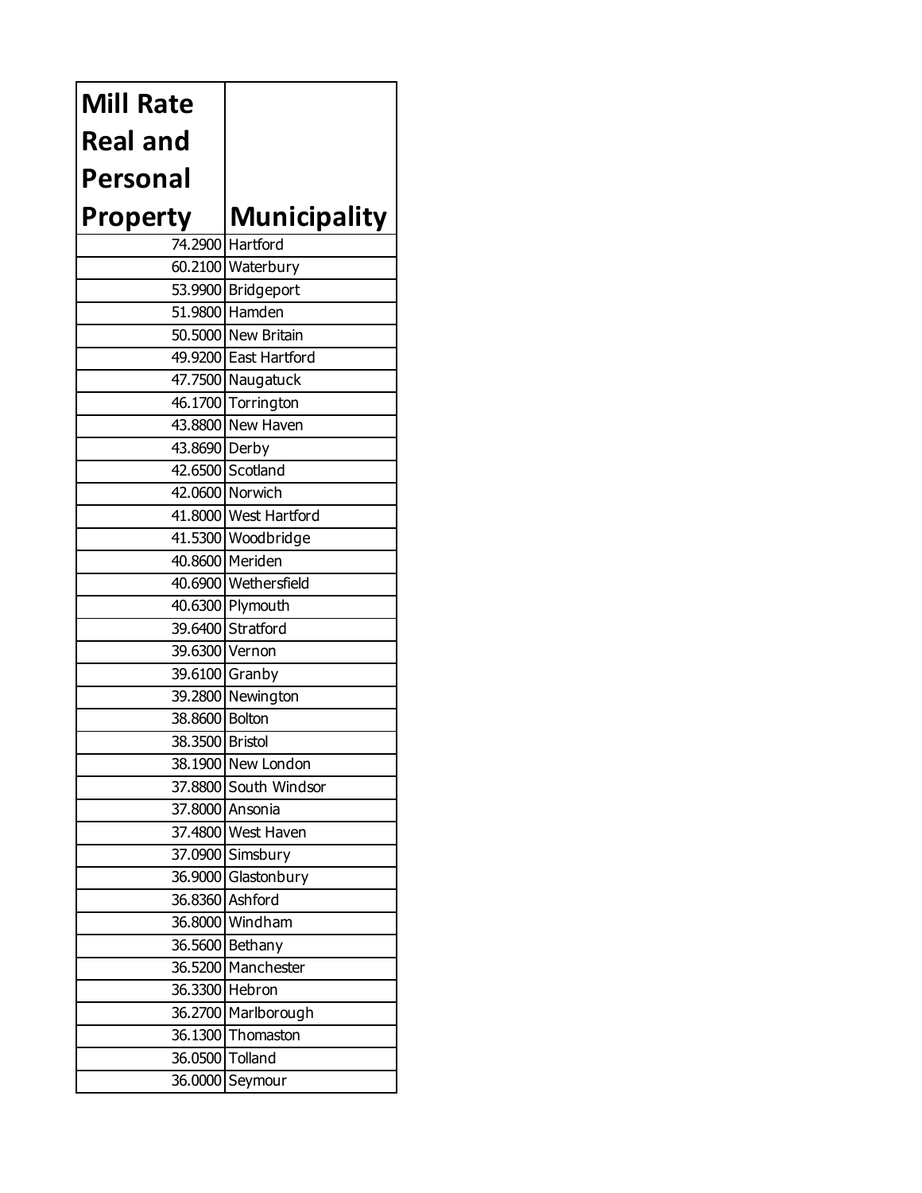| Mill Rate Real and Personal Property | Municipality |
|---|---|
| 74.2900 | Hartford |
| 60.2100 | Waterbury |
| 53.9900 | Bridgeport |
| 51.9800 | Hamden |
| 50.5000 | New Britain |
| 49.9200 | East Hartford |
| 47.7500 | Naugatuck |
| 46.1700 | Torrington |
| 43.8800 | New Haven |
| 43.8690 | Derby |
| 42.6500 | Scotland |
| 42.0600 | Norwich |
| 41.8000 | West Hartford |
| 41.5300 | Woodbridge |
| 40.8600 | Meriden |
| 40.6900 | Wethersfield |
| 40.6300 | Plymouth |
| 39.6400 | Stratford |
| 39.6300 | Vernon |
| 39.6100 | Granby |
| 39.2800 | Newington |
| 38.8600 | Bolton |
| 38.3500 | Bristol |
| 38.1900 | New London |
| 37.8800 | South Windsor |
| 37.8000 | Ansonia |
| 37.4800 | West Haven |
| 37.0900 | Simsbury |
| 36.9000 | Glastonbury |
| 36.8360 | Ashford |
| 36.8000 | Windham |
| 36.5600 | Bethany |
| 36.5200 | Manchester |
| 36.3300 | Hebron |
| 36.2700 | Marlborough |
| 36.1300 | Thomaston |
| 36.0500 | Tolland |
| 36.0000 | Seymour |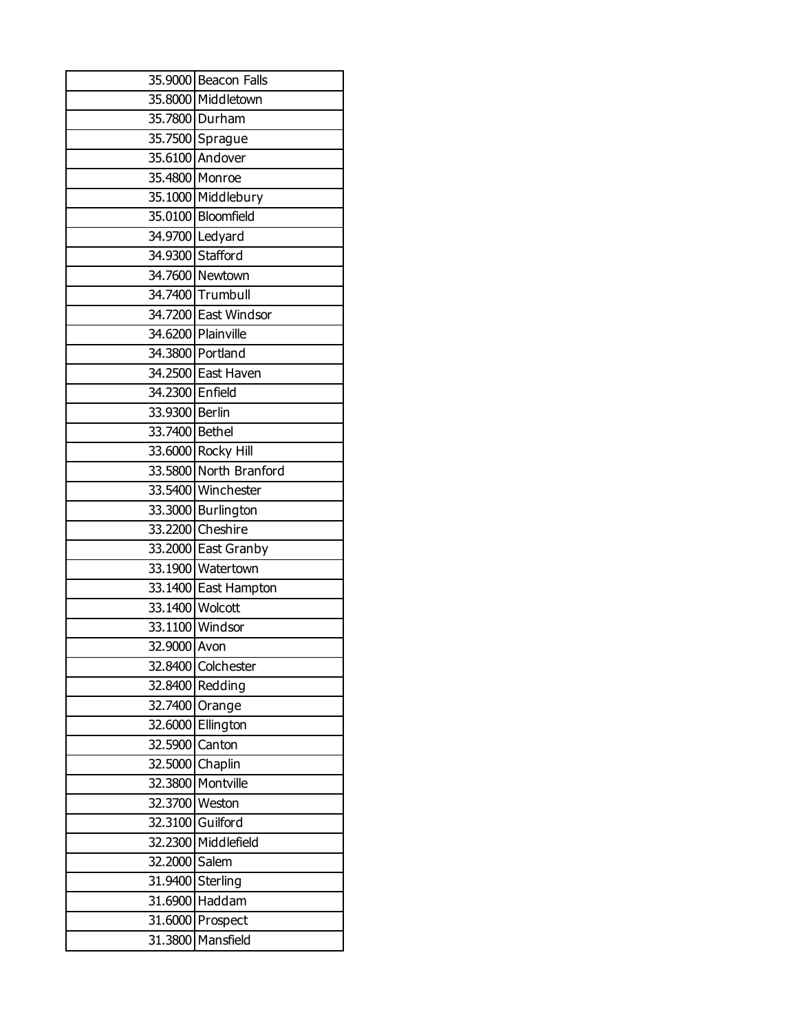| | |
|---|---|
| 35.9000 | Beacon Falls |
| 35.8000 | Middletown |
| 35.7800 | Durham |
| 35.7500 | Sprague |
| 35.6100 | Andover |
| 35.4800 | Monroe |
| 35.1000 | Middlebury |
| 35.0100 | Bloomfield |
| 34.9700 | Ledyard |
| 34.9300 | Stafford |
| 34.7600 | Newtown |
| 34.7400 | Trumbull |
| 34.7200 | East Windsor |
| 34.6200 | Plainville |
| 34.3800 | Portland |
| 34.2500 | East Haven |
| 34.2300 | Enfield |
| 33.9300 | Berlin |
| 33.7400 | Bethel |
| 33.6000 | Rocky Hill |
| 33.5800 | North Branford |
| 33.5400 | Winchester |
| 33.3000 | Burlington |
| 33.2200 | Cheshire |
| 33.2000 | East Granby |
| 33.1900 | Watertown |
| 33.1400 | East Hampton |
| 33.1400 | Wolcott |
| 33.1100 | Windsor |
| 32.9000 | Avon |
| 32.8400 | Colchester |
| 32.8400 | Redding |
| 32.7400 | Orange |
| 32.6000 | Ellington |
| 32.5900 | Canton |
| 32.5000 | Chaplin |
| 32.3800 | Montville |
| 32.3700 | Weston |
| 32.3100 | Guilford |
| 32.2300 | Middlefield |
| 32.2000 | Salem |
| 31.9400 | Sterling |
| 31.6900 | Haddam |
| 31.6000 | Prospect |
| 31.3800 | Mansfield |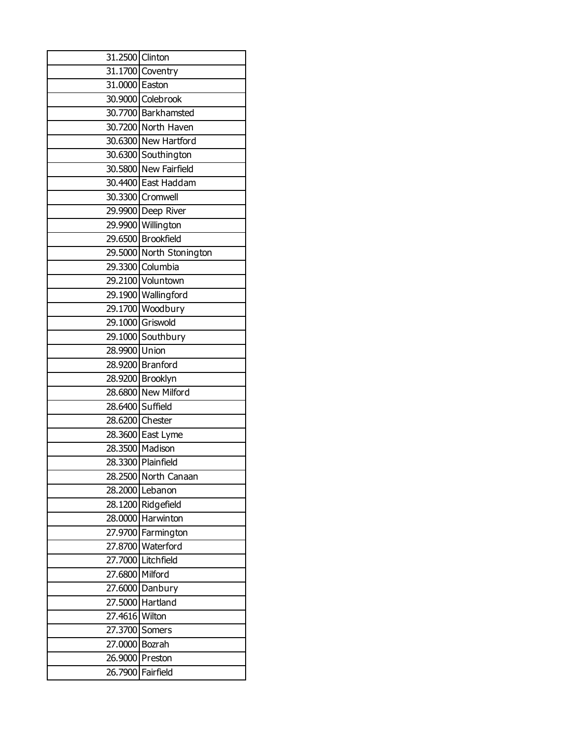| | |
|---|---|
| 31.2500 | Clinton |
| 31.1700 | Coventry |
| 31.0000 | Easton |
| 30.9000 | Colebrook |
| 30.7700 | Barkhamsted |
| 30.7200 | North Haven |
| 30.6300 | New Hartford |
| 30.6300 | Southington |
| 30.5800 | New Fairfield |
| 30.4400 | East Haddam |
| 30.3300 | Cromwell |
| 29.9900 | Deep River |
| 29.9900 | Willington |
| 29.6500 | Brookfield |
| 29.5000 | North Stonington |
| 29.3300 | Columbia |
| 29.2100 | Voluntown |
| 29.1900 | Wallingford |
| 29.1700 | Woodbury |
| 29.1000 | Griswold |
| 29.1000 | Southbury |
| 28.9900 | Union |
| 28.9200 | Branford |
| 28.9200 | Brooklyn |
| 28.6800 | New Milford |
| 28.6400 | Suffield |
| 28.6200 | Chester |
| 28.3600 | East Lyme |
| 28.3500 | Madison |
| 28.3300 | Plainfield |
| 28.2500 | North Canaan |
| 28.2000 | Lebanon |
| 28.1200 | Ridgefield |
| 28.0000 | Harwinton |
| 27.9700 | Farmington |
| 27.8700 | Waterford |
| 27.7000 | Litchfield |
| 27.6800 | Milford |
| 27.6000 | Danbury |
| 27.5000 | Hartland |
| 27.4616 | Wilton |
| 27.3700 | Somers |
| 27.0000 | Bozrah |
| 26.9000 | Preston |
| 26.7900 | Fairfield |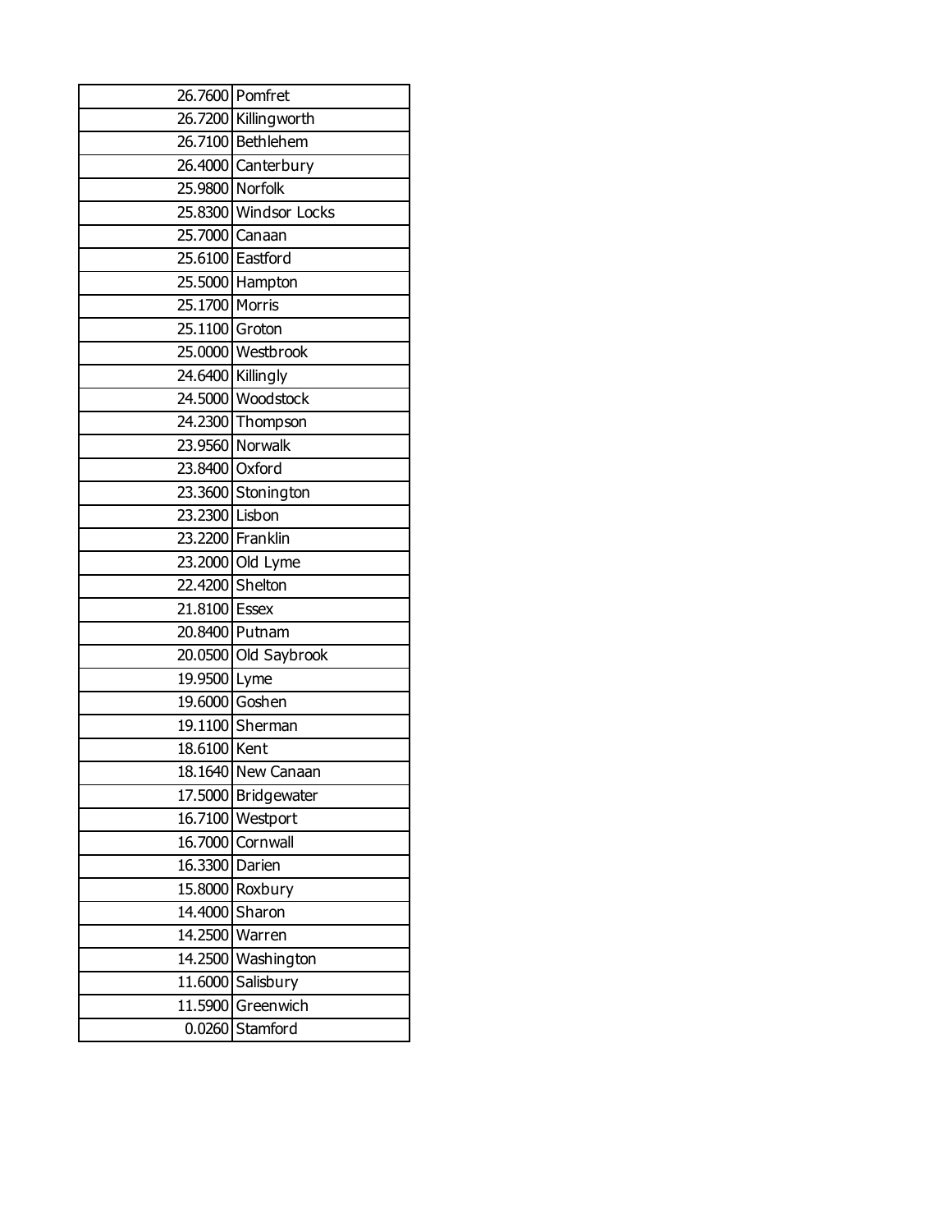| | |
|---|---|
| 26.7600 | Pomfret |
| 26.7200 | Killingworth |
| 26.7100 | Bethlehem |
| 26.4000 | Canterbury |
| 25.9800 | Norfolk |
| 25.8300 | Windsor Locks |
| 25.7000 | Canaan |
| 25.6100 | Eastford |
| 25.5000 | Hampton |
| 25.1700 | Morris |
| 25.1100 | Groton |
| 25.0000 | Westbrook |
| 24.6400 | Killingly |
| 24.5000 | Woodstock |
| 24.2300 | Thompson |
| 23.9560 | Norwalk |
| 23.8400 | Oxford |
| 23.3600 | Stonington |
| 23.2300 | Lisbon |
| 23.2200 | Franklin |
| 23.2000 | Old Lyme |
| 22.4200 | Shelton |
| 21.8100 | Essex |
| 20.8400 | Putnam |
| 20.0500 | Old Saybrook |
| 19.9500 | Lyme |
| 19.6000 | Goshen |
| 19.1100 | Sherman |
| 18.6100 | Kent |
| 18.1640 | New Canaan |
| 17.5000 | Bridgewater |
| 16.7100 | Westport |
| 16.7000 | Cornwall |
| 16.3300 | Darien |
| 15.8000 | Roxbury |
| 14.4000 | Sharon |
| 14.2500 | Warren |
| 14.2500 | Washington |
| 11.6000 | Salisbury |
| 11.5900 | Greenwich |
| 0.0260 | Stamford |